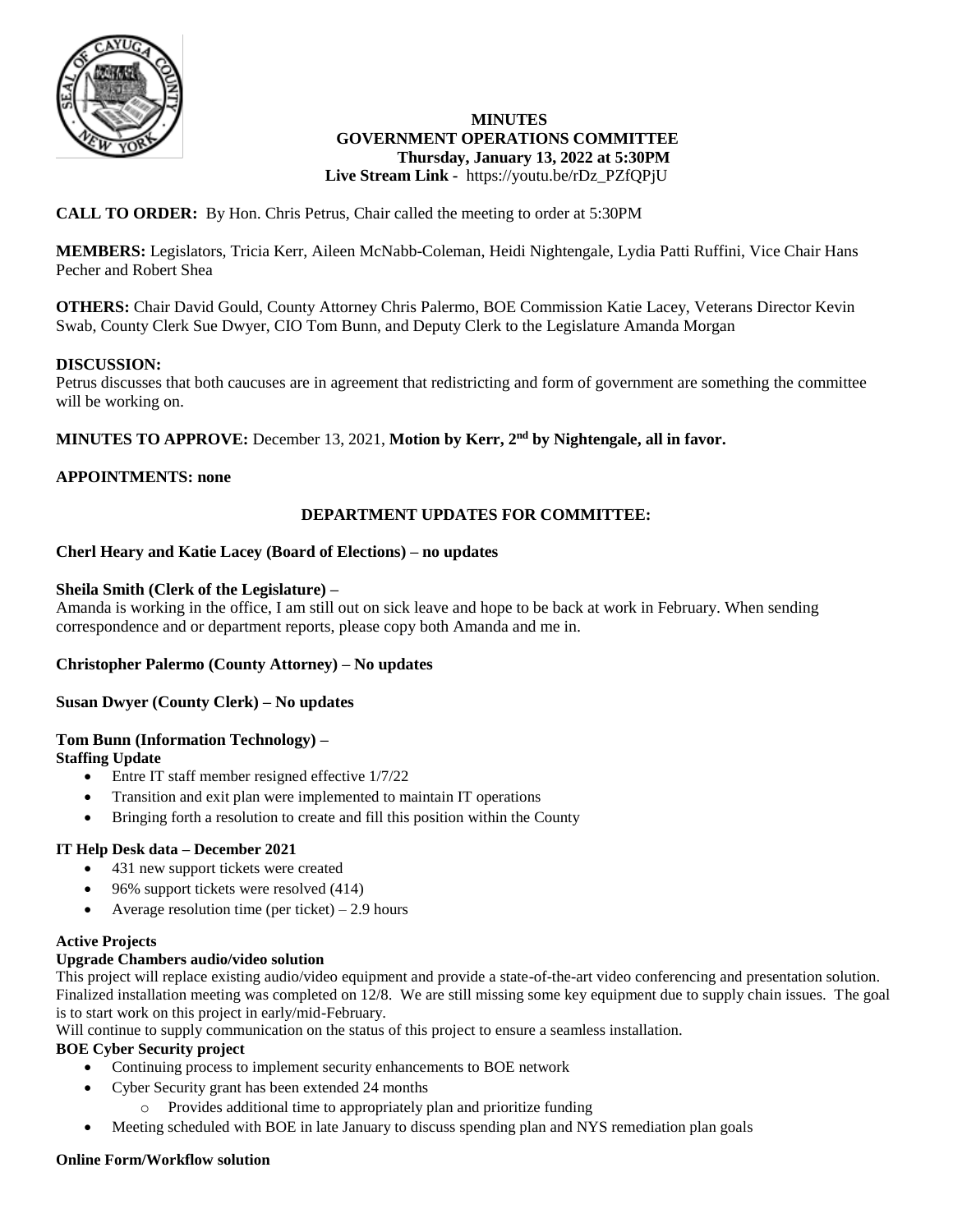**MINUTES**
**GOVERNMENT OPERATIONS COMMITTEE**
**Thursday, January 13, 2022 at 5:30PM**
**Live Stream Link -** https://youtu.be/rDz_PZfQPjU

**CALL TO ORDER:** By Hon. Chris Petrus, Chair called the meeting to order at 5:30PM

**MEMBERS:** Legislators, Tricia Kerr, Aileen McNabb-Coleman, Heidi Nightengale, Lydia Patti Ruffini, Vice Chair Hans Pecher and Robert Shea

**OTHERS:** Chair David Gould, County Attorney Chris Palermo, BOE Commission Katie Lacey, Veterans Director Kevin Swab, County Clerk Sue Dwyer, CIO Tom Bunn, and Deputy Clerk to the Legislature Amanda Morgan

**DISCUSSION:**
Petrus discusses that both caucuses are in agreement that redistricting and form of government are something the committee will be working on.

**MINUTES TO APPROVE:** December 13, 2021, **Motion by Kerr, 2nd by Nightengale, all in favor.**

**APPOINTMENTS: none**

## DEPARTMENT UPDATES FOR COMMITTEE:

**Cherl Heary and Katie Lacey (Board of Elections) – no updates**

**Sheila Smith (Clerk of the Legislature) –**
Amanda is working in the office, I am still out on sick leave and hope to be back at work in February. When sending correspondence and or department reports, please copy both Amanda and me in.

**Christopher Palermo (County Attorney) – No updates**

**Susan Dwyer (County Clerk) – No updates**

**Tom Bunn (Information Technology) –**

**Staffing Update**

- Entre IT staff member resigned effective 1/7/22
- Transition and exit plan were implemented to maintain IT operations
- Bringing forth a resolution to create and fill this position within the County

**IT Help Desk data – December 2021**

- 431 new support tickets were created
- 96% support tickets were resolved (414)
- Average resolution time (per ticket) – 2.9 hours

**Active Projects**

**Upgrade Chambers audio/video solution**
This project will replace existing audio/video equipment and provide a state-of-the-art video conferencing and presentation solution. Finalized installation meeting was completed on 12/8. We are still missing some key equipment due to supply chain issues. The goal is to start work on this project in early/mid-February.
Will continue to supply communication on the status of this project to ensure a seamless installation.

**BOE Cyber Security project**

- Continuing process to implement security enhancements to BOE network
- Cyber Security grant has been extended 24 months
  - Provides additional time to appropriately plan and prioritize funding
- Meeting scheduled with BOE in late January to discuss spending plan and NYS remediation plan goals

**Online Form/Workflow solution**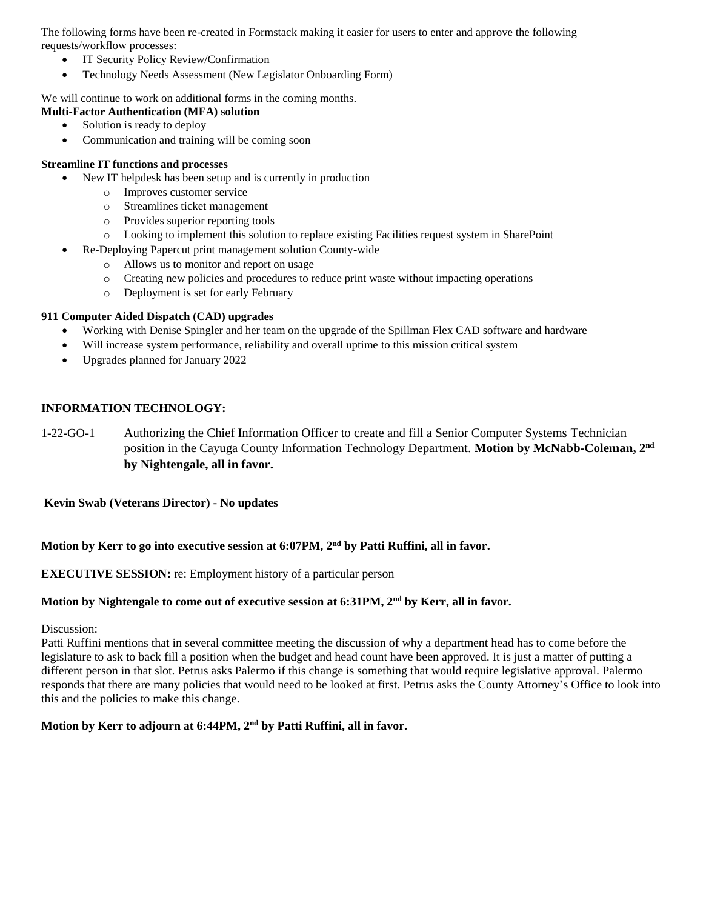The following forms have been re-created in Formstack making it easier for users to enter and approve the following requests/workflow processes:

- IT Security Policy Review/Confirmation
- Technology Needs Assessment (New Legislator Onboarding Form)

We will continue to work on additional forms in the coming months.

**Multi-Factor Authentication (MFA) solution**

- Solution is ready to deploy
- Communication and training will be coming soon

**Streamline IT functions and processes**

- New IT helpdesk has been setup and is currently in production
  - Improves customer service
  - Streamlines ticket management
  - Provides superior reporting tools
  - Looking to implement this solution to replace existing Facilities request system in SharePoint
- Re-Deploying Papercut print management solution County-wide
  - Allows us to monitor and report on usage
  - Creating new policies and procedures to reduce print waste without impacting operations
  - Deployment is set for early February

**911 Computer Aided Dispatch (CAD) upgrades**

- Working with Denise Spingler and her team on the upgrade of the Spillman Flex CAD software and hardware
- Will increase system performance, reliability and overall uptime to this mission critical system
- Upgrades planned for January 2022

**INFORMATION TECHNOLOGY:**

1-22-GO-1 Authorizing the Chief Information Officer to create and fill a Senior Computer Systems Technician position in the Cayuga County Information Technology Department. **Motion by McNabb-Coleman, 2nd by Nightengale, all in favor.**

**Kevin Swab (Veterans Director) - No updates**

**Motion by Kerr to go into executive session at 6:07PM, 2nd by Patti Ruffini, all in favor.**

**EXECUTIVE SESSION:** re: Employment history of a particular person

**Motion by Nightengale to come out of executive session at 6:31PM, 2nd by Kerr, all in favor.**

Discussion:
Patti Ruffini mentions that in several committee meeting the discussion of why a department head has to come before the legislature to ask to back fill a position when the budget and head count have been approved. It is just a matter of putting a different person in that slot. Petrus asks Palermo if this change is something that would require legislative approval. Palermo responds that there are many policies that would need to be looked at first. Petrus asks the County Attorney's Office to look into this and the policies to make this change.

**Motion by Kerr to adjourn at 6:44PM, 2nd by Patti Ruffini, all in favor.**